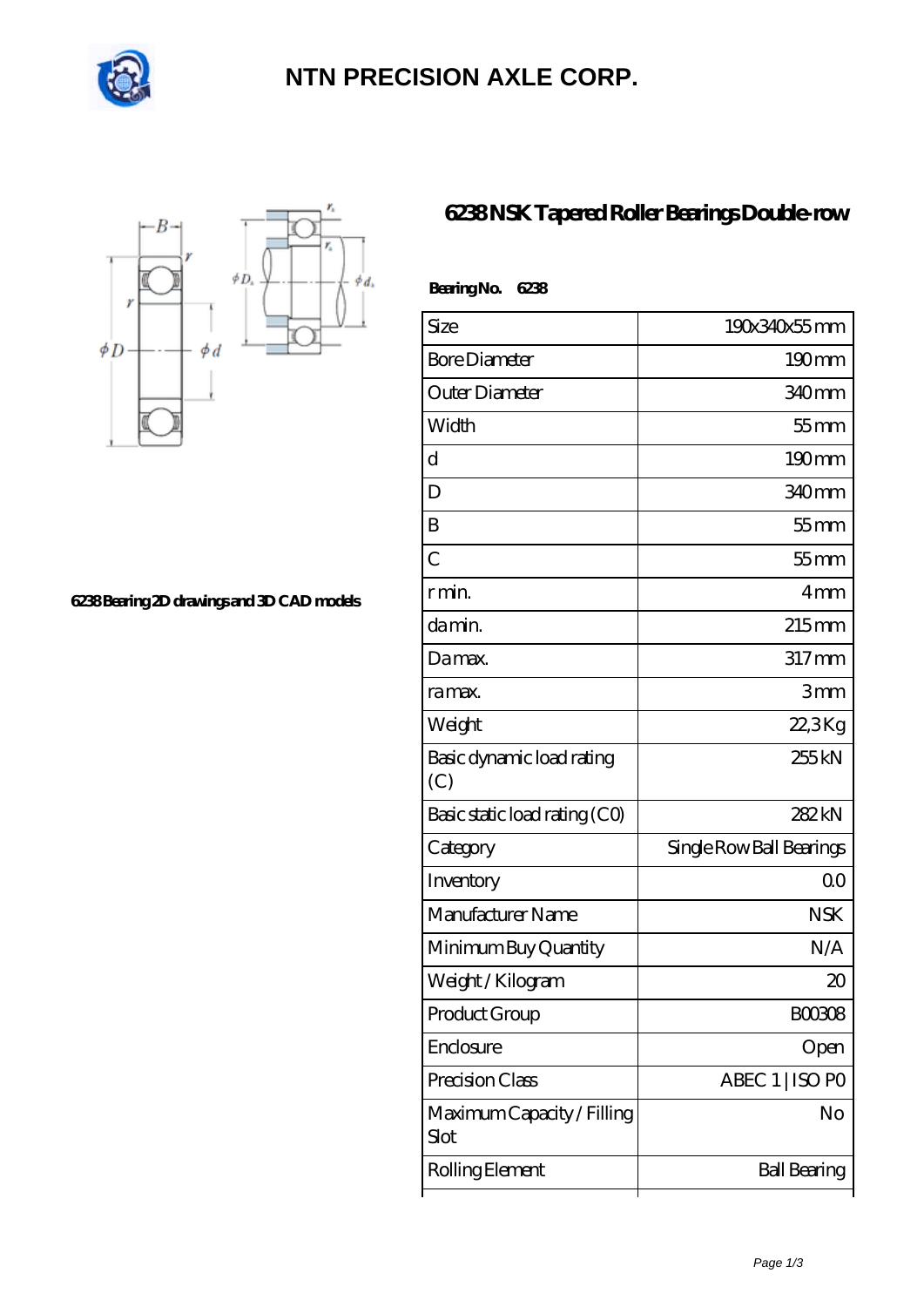# NTN PRECISION AXLE CORP.

## 6238 NSK Tapered Roller Bearings Double-row

6238 Bearing 2D drawings and 3D CAD models

**Bearing No. 6238**

| Size | 190x340x55 mm |
|---|---|
| Bore Diameter | 190 mm |
| Outer Diameter | 340 mm |
| Width | 55 mm |
| d | 190 mm |
| D | 340 mm |
| B | 55 mm |
| C | 55 mm |
| r min. | 4 mm |
| da min. | 215 mm |
| Da max. | 317 mm |
| ra max. | 3 mm |
| Weight | 22,3 Kg |
| Basic dynamic load rating (C) | 255 kN |
| Basic static load rating (C0) | 282 kN |
| Category | Single Row Ball Bearings |
| Inventory | 0.0 |
| Manufacturer Name | NSK |
| Minimum Buy Quantity | N/A |
| Weight / Kilogram | 20 |
| Product Group | B00308 |
| Enclosure | Open |
| Precision Class | ABEC 1 \| ISO P0 |
| Maximum Capacity / Filling Slot | No |
| Rolling Element | Ball Bearing |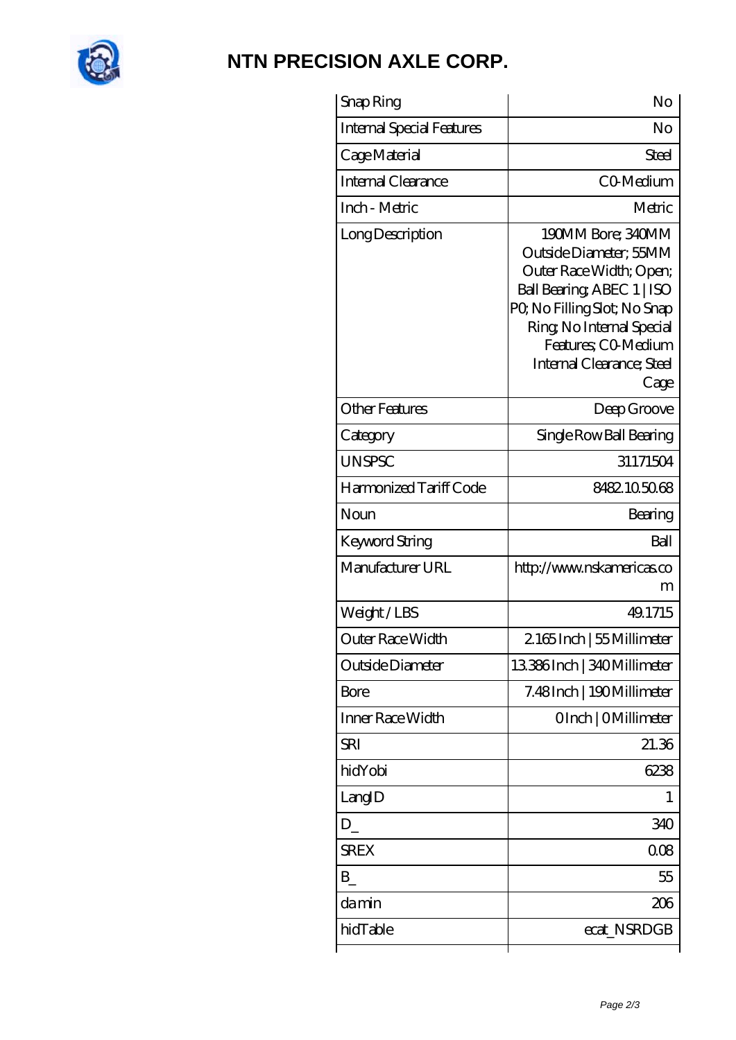# NTN PRECISION AXLE CORP.

| Snap Ring | No |
|---|---|
| Internal Special Features | No |
| Cage Material | Steel |
| Internal Clearance | C0-Medium |
| Inch - Metric | Metric |
| Long Description | 190MM Bore; 340MM Outside Diameter; 55MM Outer Race Width; Open; Ball Bearing; ABEC 1 \| ISO P0; No Filling Slot; No Snap Ring; No Internal Special Features; C0-Medium Internal Clearance; Steel Cage |
| Other Features | Deep Groove |
| Category | Single Row Ball Bearing |
| UNSPSC | 31171504 |
| Harmonized Tariff Code | 8482.10.50.68 |
| Noun | Bearing |
| Keyword String | Ball |
| Manufacturer URL | http://www.nskamericas.com |
| Weight / LBS | 49.1715 |
| Outer Race Width | 2.165 Inch \| 55 Millimeter |
| Outside Diameter | 13.386 Inch \| 340 Millimeter |
| Bore | 7.48 Inch \| 190 Millimeter |
| Inner Race Width | 0 Inch \| 0 Millimeter |
| SRI | 21.36 |
| hidYobi | 6238 |
| LangID | 1 |
| D_ | 340 |
| SREX | 0.08 |
| B_ | 55 |
| da min | 206 |
| hidTable | ecat_NSRDGB |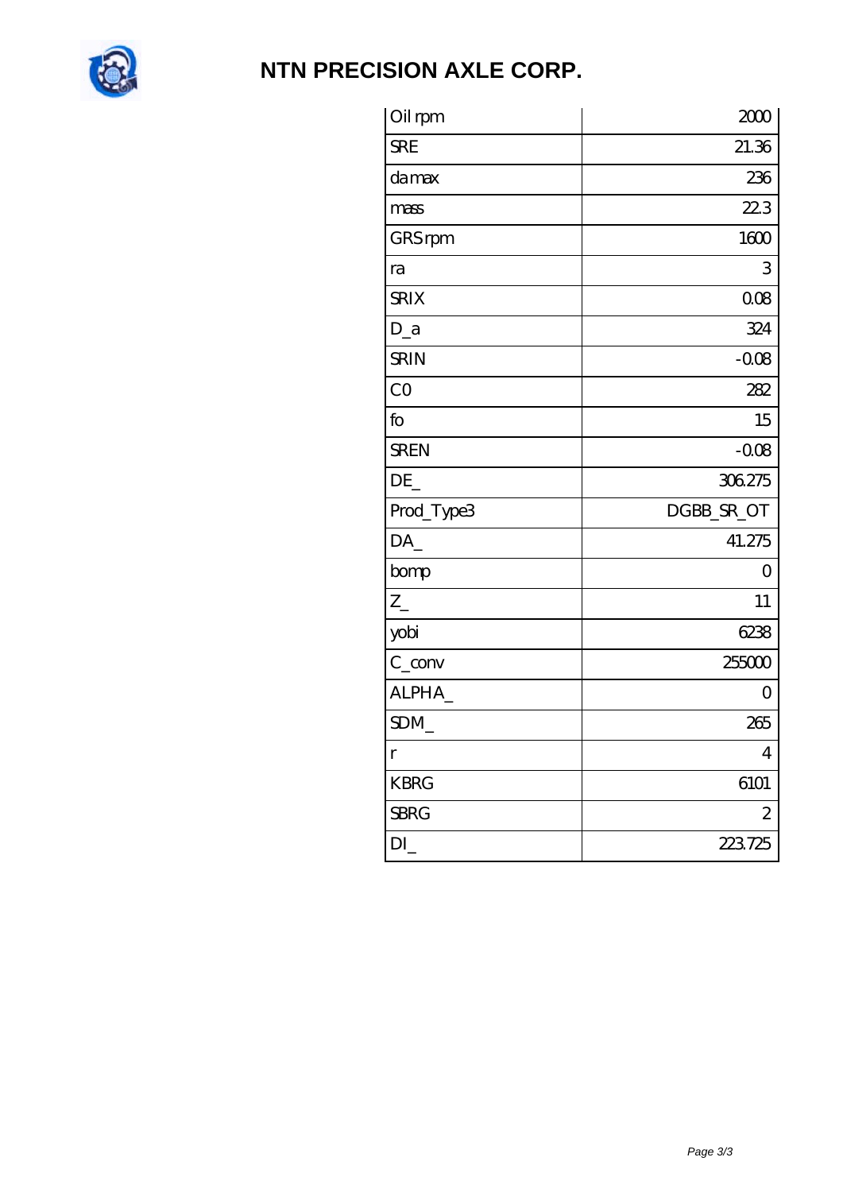| | |
|---|---|
| Oil rpm | 2000 |
| SRE | 21.36 |
| da max | 236 |
| mass | 22.3 |
| GRS rpm | 1600 |
| ra | 3 |
| SRIX | 0.08 |
| D_a | 324 |
| SRIN | -0.08 |
| C0 | 282 |
| fo | 15 |
| SREN | -0.08 |
| DE_ | 306.275 |
| Prod_Type3 | DGBB_SR_OT |
| DA_ | 41.275 |
| bomp | 0 |
| Z_ | 11 |
| yobi | 6238 |
| C_conv | 255000 |
| ALPHA_ | 0 |
| SDM_ | 265 |
| r | 4 |
| KBRG | 6101 |
| SBRG | 2 |
| DI_ | 223.725 |